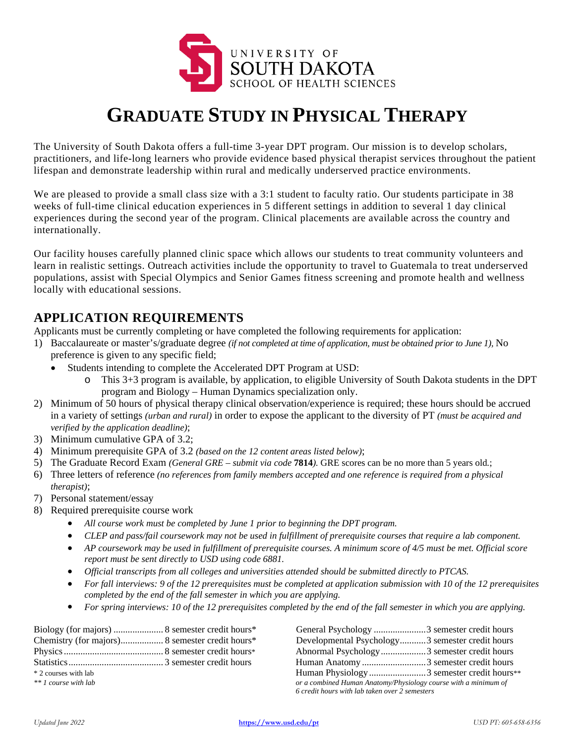UNIVERSITY OF
SOUTH DAKOTA
SCHOOL OF HEALTH SCIENCES

# GRADUATE STUDY IN PHYSICAL THERAPY

The University of South Dakota offers a full-time 3-year DPT program. Our mission is to develop scholars, practitioners, and life-long learners who provide evidence based physical therapist services throughout the patient lifespan and demonstrate leadership within rural and medically underserved practice environments.

We are pleased to provide a small class size with a 3:1 student to faculty ratio. Our students participate in 38 weeks of full-time clinical education experiences in 5 different settings in addition to several 1 day clinical experiences during the second year of the program. Clinical placements are available across the country and internationally.

Our facility houses carefully planned clinic space which allows our students to treat community volunteers and learn in realistic settings. Outreach activities include the opportunity to travel to Guatemala to treat underserved populations, assist with Special Olympics and Senior Games fitness screening and promote health and wellness locally with educational sessions.

## APPLICATION REQUIREMENTS

Applicants must be currently completing or have completed the following requirements for application:

1) Baccalaureate or master's/graduate degree *(if not completed at time of application, must be obtained prior to June 1),* No preference is given to any specific field;
   - Students intending to complete the Accelerated DPT Program at USD:
     - This 3+3 program is available, by application, to eligible University of South Dakota students in the DPT program and Biology – Human Dynamics specialization only.
2) Minimum of 50 hours of physical therapy clinical observation/experience is required; these hours should be accrued in a variety of settings *(urban and rural)* in order to expose the applicant to the diversity of PT *(must be acquired and verified by the application deadline)*;
3) Minimum cumulative GPA of 3.2;
4) Minimum prerequisite GPA of 3.2 *(based on the 12 content areas listed below)*;
5) The Graduate Record Exam *(General GRE – submit via code* **7814***).* GRE scores can be no more than 5 years old.;
6) Three letters of reference *(no references from family members accepted and one reference is required from a physical therapist)*;
7) Personal statement/essay
8) Required prerequisite course work
   - *All course work must be completed by June 1 prior to beginning the DPT program.*
   - *CLEP and pass/fail coursework may not be used in fulfillment of prerequisite courses that require a lab component.*
   - *AP coursework may be used in fulfillment of prerequisite courses. A minimum score of 4/5 must be met. Official score report must be sent directly to USD using code 6881.*
   - *Official transcripts from all colleges and universities attended should be submitted directly to PTCAS.*
   - *For fall interviews: 9 of the 12 prerequisites must be completed at application submission with 10 of the 12 prerequisites completed by the end of the fall semester in which you are applying.*
   - *For spring interviews: 10 of the 12 prerequisites completed by the end of the fall semester in which you are applying.*

| Course | Credit Hours |
|---|---|
| Biology (for majors) | 8 semester credit hours* |
| Chemistry (for majors) | 8 semester credit hours* |
| Physics | 8 semester credit hours* |
| Statistics | 3 semester credit hours |
| General Psychology | 3 semester credit hours |
| Developmental Psychology | 3 semester credit hours |
| Abnormal Psychology | 3 semester credit hours |
| Human Anatomy | 3 semester credit hours |
| Human Physiology | 3 semester credit hours** |

\* 2 courses with lab

*\*\* 1 course with lab*

*or a combined Human Anatomy/Physiology course with a minimum of 6 credit hours with lab taken over 2 semesters*

*Updated June 2022* | https://www.usd.edu/pt | *USD PT: 605-658-6356*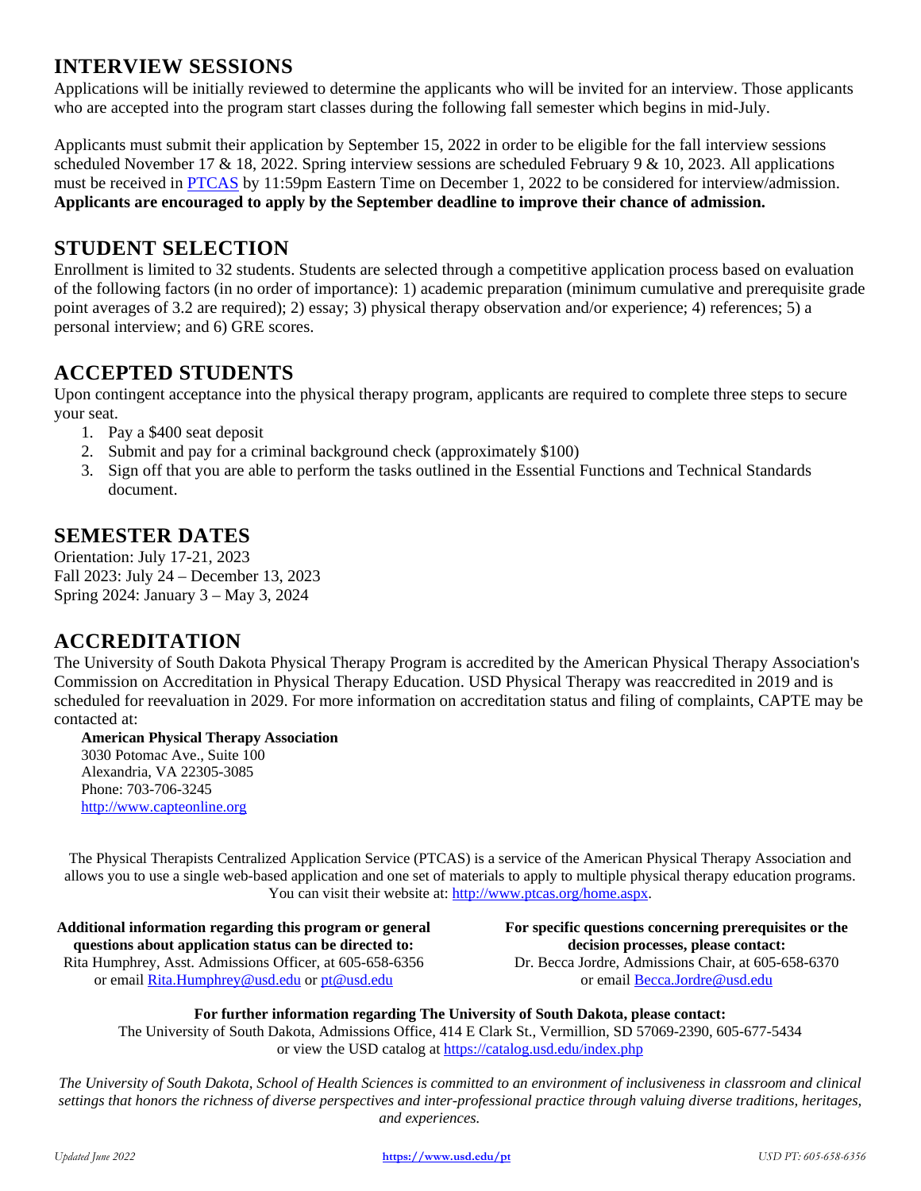## INTERVIEW SESSIONS

Applications will be initially reviewed to determine the applicants who will be invited for an interview. Those applicants who are accepted into the program start classes during the following fall semester which begins in mid-July.

Applicants must submit their application by September 15, 2022 in order to be eligible for the fall interview sessions scheduled November 17 & 18, 2022. Spring interview sessions are scheduled February 9 & 10, 2023. All applications must be received in [PTCAS](http://www.ptcas.org/home.aspx) by 11:59pm Eastern Time on December 1, 2022 to be considered for interview/admission. **Applicants are encouraged to apply by the September deadline to improve their chance of admission.**

## STUDENT SELECTION

Enrollment is limited to 32 students. Students are selected through a competitive application process based on evaluation of the following factors (in no order of importance): 1) academic preparation (minimum cumulative and prerequisite grade point averages of 3.2 are required); 2) essay; 3) physical therapy observation and/or experience; 4) references; 5) a personal interview; and 6) GRE scores.

## ACCEPTED STUDENTS

Upon contingent acceptance into the physical therapy program, applicants are required to complete three steps to secure your seat.

1. Pay a $400 seat deposit
2. Submit and pay for a criminal background check (approximately $100)
3. Sign off that you are able to perform the tasks outlined in the Essential Functions and Technical Standards document.

## SEMESTER DATES

Orientation: July 17-21, 2023
Fall 2023: July 24 – December 13, 2023
Spring 2024: January 3 – May 3, 2024

## ACCREDITATION

The University of South Dakota Physical Therapy Program is accredited by the American Physical Therapy Association's Commission on Accreditation in Physical Therapy Education. USD Physical Therapy was reaccredited in 2019 and is scheduled for reevaluation in 2029. For more information on accreditation status and filing of complaints, CAPTE may be contacted at:

**American Physical Therapy Association**
3030 Potomac Ave., Suite 100
Alexandria, VA 22305-3085
Phone: 703-706-3245
[http://www.capteonline.org](http://www.capteonline.org)

The Physical Therapists Centralized Application Service (PTCAS) is a service of the American Physical Therapy Association and allows you to use a single web-based application and one set of materials to apply to multiple physical therapy education programs. You can visit their website at: [http://www.ptcas.org/home.aspx](http://www.ptcas.org/home.aspx).

**Additional information regarding this program or general questions about application status can be directed to:**
Rita Humphrey, Asst. Admissions Officer, at 605-658-6356
or email [Rita.Humphrey@usd.edu](mailto:Rita.Humphrey@usd.edu) or [pt@usd.edu](mailto:pt@usd.edu)

**For specific questions concerning prerequisites or the decision processes, please contact:**
Dr. Becca Jordre, Admissions Chair, at 605-658-6370
or email [Becca.Jordre@usd.edu](mailto:Becca.Jordre@usd.edu)

**For further information regarding The University of South Dakota, please contact:**
The University of South Dakota, Admissions Office, 414 E Clark St., Vermillion, SD 57069-2390, 605-677-5434
or view the USD catalog at [https://catalog.usd.edu/index.php](https://catalog.usd.edu/index.php)

*The University of South Dakota, School of Health Sciences is committed to an environment of inclusiveness in classroom and clinical settings that honors the richness of diverse perspectives and inter-professional practice through valuing diverse traditions, heritages, and experiences.*

*Updated June 2022* **https://www.usd.edu/pt** *USD PT: 605-658-6356*